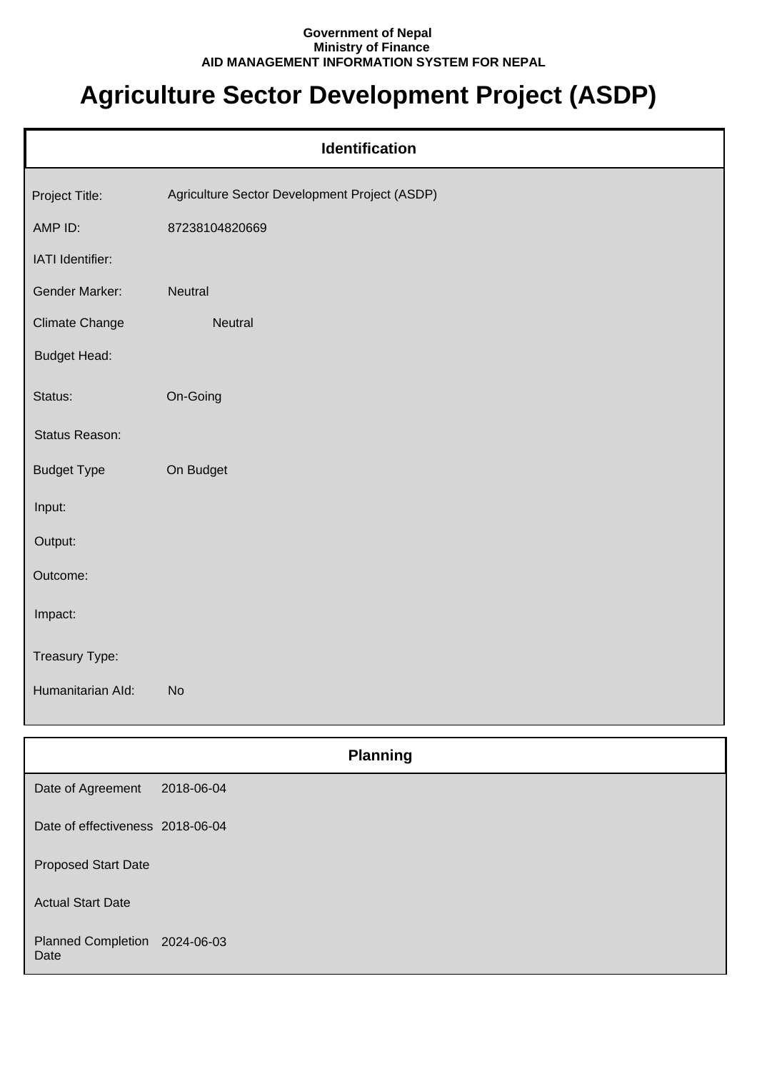**Government of Nepal**
**Ministry of Finance**
**AID MANAGEMENT INFORMATION SYSTEM FOR NEPAL**

# Agriculture Sector Development Project (ASDP)

## Identification

| | |
|---|---|
| Project Title: | Agriculture Sector Development Project (ASDP) |
| AMP ID: | 87238104820669 |
| IATI Identifier: | |
| Gender Marker: | Neutral |
| Climate Change | Neutral |
| Budget Head: | |
| Status: | On-Going |
| Status Reason: | |
| Budget Type | On Budget |
| Input: | |
| Output: | |
| Outcome: | |
| Impact: | |
| Treasury Type: | |
| Humanitarian AId: | No |

## Planning

| | |
|---|---|
| Date of Agreement | 2018-06-04 |
| Date of effectiveness | 2018-06-04 |
| Proposed Start Date | |
| Actual Start Date | |
| Planned Completion Date | 2024-06-03 |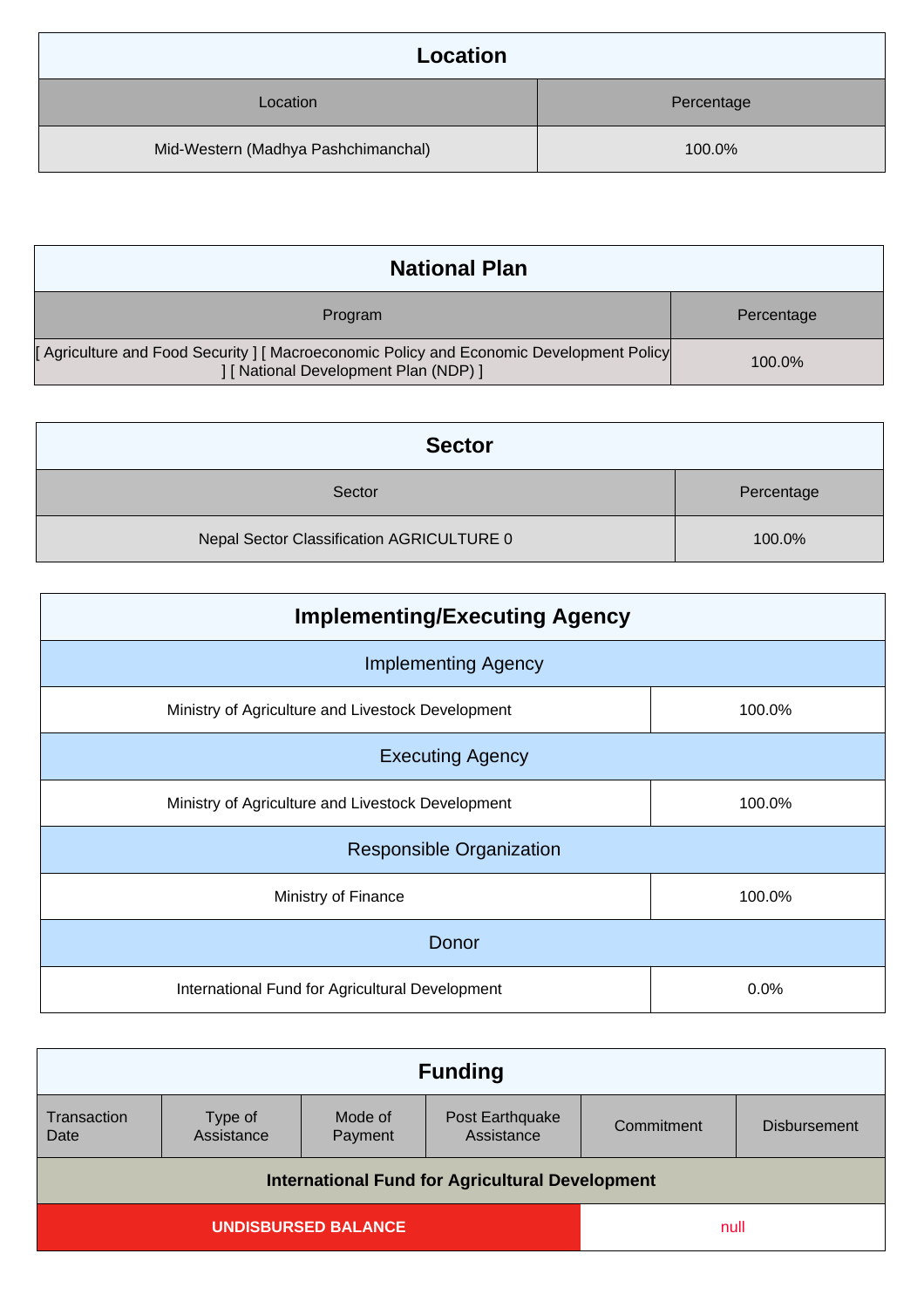## Location

| Location | Percentage |
| --- | --- |
| Mid-Western (Madhya Pashchimanchal) | 100.0% |

## National Plan

| Program | Percentage |
| --- | --- |
| [ Agriculture and Food Security ] [ Macroeconomic Policy and Economic Development Policy ] [ National Development Plan (NDP) ] | 100.0% |

## Sector

| Sector | Percentage |
| --- | --- |
| Nepal Sector Classification AGRICULTURE 0 | 100.0% |

## Implementing/Executing Agency

| Implementing Agency | |
| --- | --- |
| Ministry of Agriculture and Livestock Development | 100.0% |
| **Executing Agency** | |
| Ministry of Agriculture and Livestock Development | 100.0% |
| **Responsible Organization** | |
| Ministry of Finance | 100.0% |
| **Donor** | |
| International Fund for Agricultural Development | 0.0% |

## Funding

| Transaction Date | Type of Assistance | Mode of Payment | Post Earthquake Assistance | Commitment | Disbursement |
| --- | --- | --- | --- | --- | --- |
| **International Fund for Agricultural Development** | | | | | |
| **UNDISBURSED BALANCE** | | | | null | |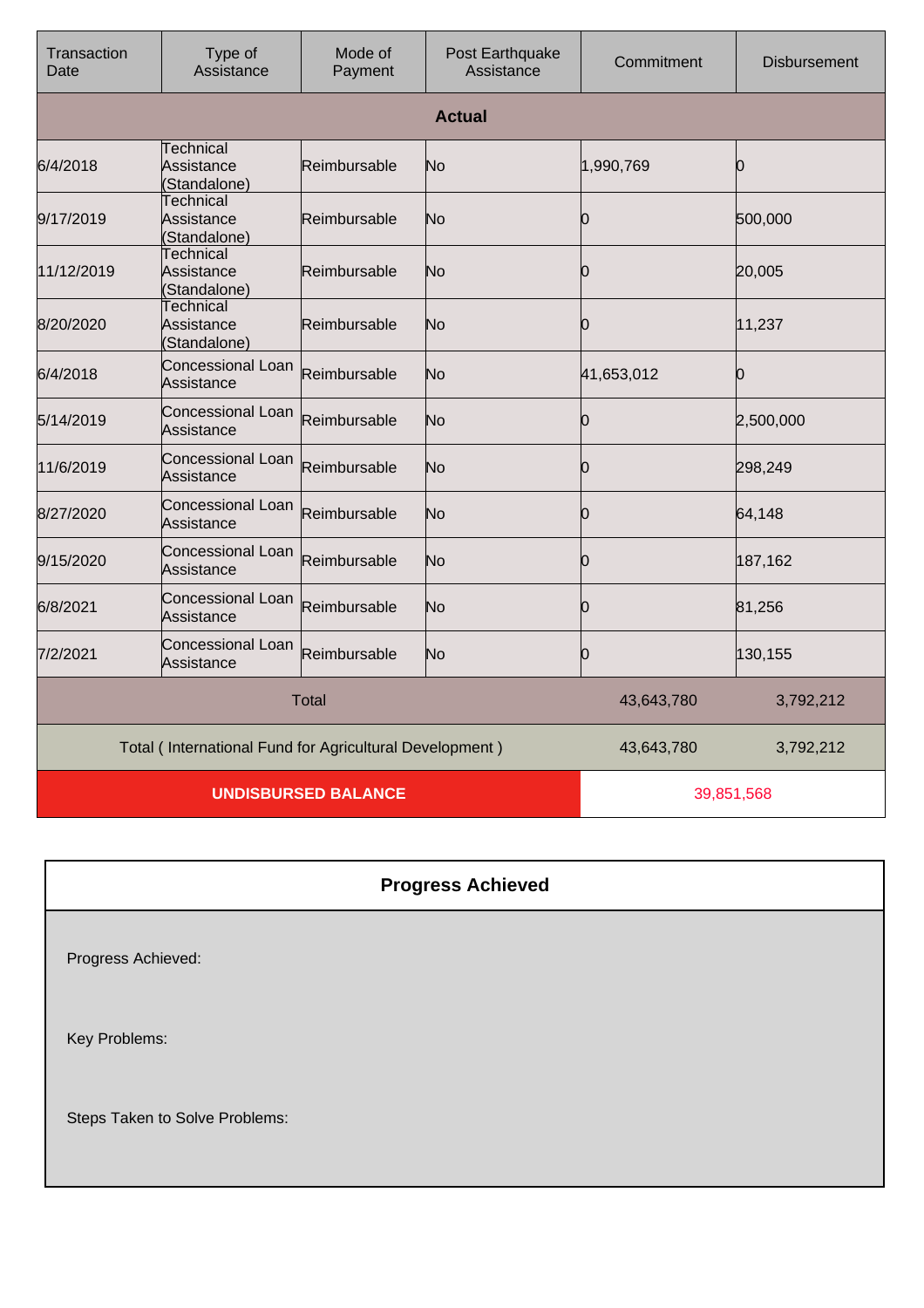| Transaction Date | Type of Assistance | Mode of Payment | Post Earthquake Assistance | Commitment | Disbursement |
|---|---|---|---|---|---|
| **Actual** | | | | | |
| 6/4/2018 | Technical Assistance (Standalone) | Reimbursable | No | 1,990,769 | 0 |
| 9/17/2019 | Technical Assistance (Standalone) | Reimbursable | No | 0 | 500,000 |
| 11/12/2019 | Technical Assistance (Standalone) | Reimbursable | No | 0 | 20,005 |
| 8/20/2020 | Technical Assistance (Standalone) | Reimbursable | No | 0 | 11,237 |
| 6/4/2018 | Concessional Loan Assistance | Reimbursable | No | 41,653,012 | 0 |
| 5/14/2019 | Concessional Loan Assistance | Reimbursable | No | 0 | 2,500,000 |
| 11/6/2019 | Concessional Loan Assistance | Reimbursable | No | 0 | 298,249 |
| 8/27/2020 | Concessional Loan Assistance | Reimbursable | No | 0 | 64,148 |
| 9/15/2020 | Concessional Loan Assistance | Reimbursable | No | 0 | 187,162 |
| 6/8/2021 | Concessional Loan Assistance | Reimbursable | No | 0 | 81,256 |
| 7/2/2021 | Concessional Loan Assistance | Reimbursable | No | 0 | 130,155 |
| Total | | | | 43,643,780 | 3,792,212 |
| Total ( International Fund for Agricultural Development ) | | | | 43,643,780 | 3,792,212 |
| **UNDISBURSED BALANCE** | | | | 39,851,568 | |

## Progress Achieved

Progress Achieved:

Key Problems:

Steps Taken to Solve Problems: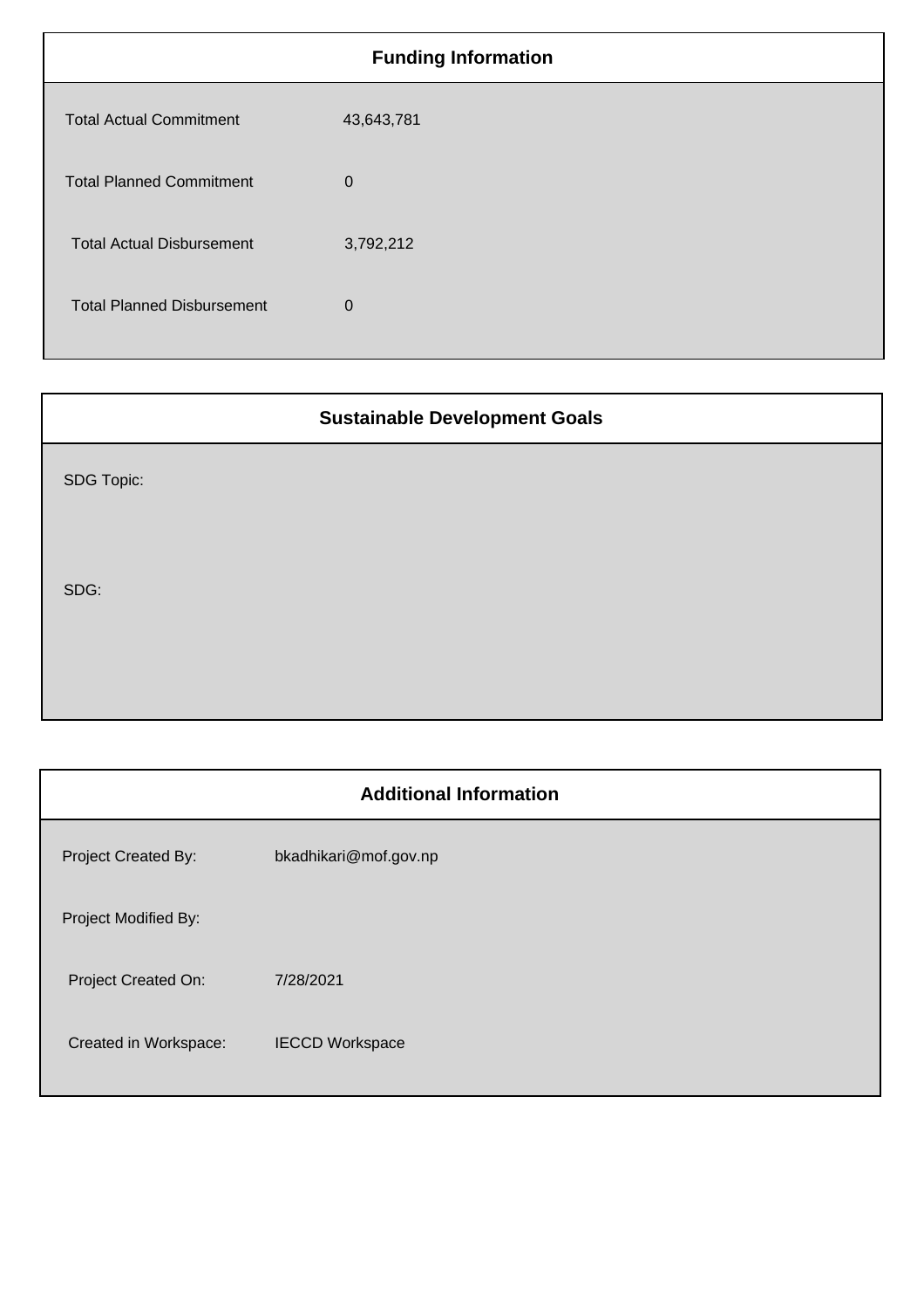## Funding Information

| | |
|---|---|
| Total Actual Commitment | 43,643,781 |
| Total Planned Commitment | 0 |
| Total Actual Disbursement | 3,792,212 |
| Total Planned Disbursement | 0 |

## Sustainable Development Goals

SDG Topic:

SDG:

## Additional Information

| | |
|---|---|
| Project Created By: | bkadhikari@mof.gov.np |
| Project Modified By: | |
| Project Created On: | 7/28/2021 |
| Created in Workspace: | IECCD Workspace |